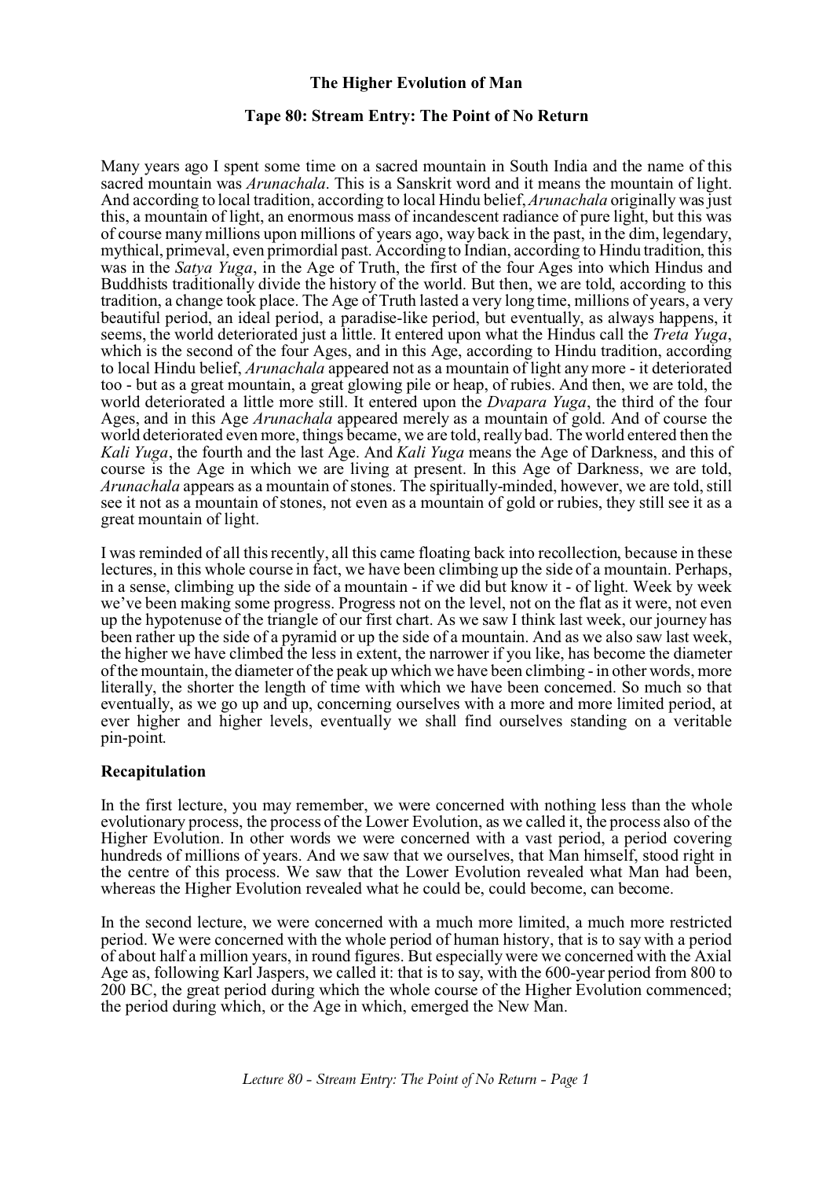# The Higher Evolution of Man

## Tape 80: Stream Entry: The Point of No Return

Many years ago I spent some time on a sacred mountain in South India and the name of this sacred mountain was *Arunachala*. This is a Sanskrit word and it means the mountain of light. And according to local tradition, according to local Hindu belief, *Arunachala* originally was just this, a mountain of light, an enormous mass of incandescent radiance of pure light, but this was of course many millions upon millions of years ago, way back in the past, in the dim, legendary, mythical, primeval, even primordial past. According to Indian, according to Hindu tradition, this was in the *Satya Yuga*, in the Age of Truth, the first of the four Ages into which Hindus and Buddhists traditionally divide the history of the world. But then, we are told, according to this tradition, a change took place. The Age of Truth lasted a very long time, millions of years, a very beautiful period, an ideal period, a paradise-like period, but eventually, as always happens, it seems, the world deteriorated just a little. It entered upon what the Hindus call the *Treta Yuga*, which is the second of the four Ages, and in this Age, according to Hindu tradition, according to local Hindu belief, *Arunachala* appeared not as a mountain of light any more - it deteriorated too - but as a great mountain, a great glowing pile or heap, of rubies. And then, we are told, the world deteriorated a little more still. It entered upon the *Dvapara Yuga*, the third of the four Ages, and in this Age *Arunachala* appeared merely as a mountain of gold. And of course the world deteriorated even more, things became, we are told, really bad. The world entered then the *Kali Yuga*, the fourth and the last Age. And *Kali Yuga* means the Age of Darkness, and this of course is the Age in which we are living at present. In this Age of Darkness, we are told, *Arunachala* appears as a mountain of stones. The spiritually-minded, however, we are told, still see it not as a mountain of stones, not even as a mountain of gold or rubies, they still see it as a great mountain of light.

I was reminded of all this recently, all this came floating back into recollection, because in these lectures, in this whole course in fact, we have been climbing up the side of a mountain. Perhaps, in a sense, climbing up the side of a mountain - if we did but know it - of light. Week by week we've been making some progress. Progress not on the level, not on the flat as it were, not even up the hypotenuse of the triangle of our first chart. As we saw I think last week, our journey has been rather up the side of a pyramid or up the side of a mountain. And as we also saw last week, the higher we have climbed the less in extent, the narrower if you like, has become the diameter of the mountain, the diameter of the peak up which we have been climbing - in other words, more literally, the shorter the length of time with which we have been concerned. So much so that eventually, as we go up and up, concerning ourselves with a more and more limited period, at ever higher and higher levels, eventually we shall find ourselves standing on a veritable pin-point.

### Recapitulation

In the first lecture, you may remember, we were concerned with nothing less than the whole evolutionary process, the process of the Lower Evolution, as we called it, the process also of the Higher Evolution. In other words we were concerned with a vast period, a period covering hundreds of millions of years. And we saw that we ourselves, that Man himself, stood right in the centre of this process. We saw that the Lower Evolution revealed what Man had been, whereas the Higher Evolution revealed what he could be, could become, can become.

In the second lecture, we were concerned with a much more limited, a much more restricted period. We were concerned with the whole period of human history, that is to say with a period of about half a million years, in round figures. But especially were we concerned with the Axial Age as, following Karl Jaspers, we called it: that is to say, with the 600-year period from 800 to 200 BC, the great period during which the whole course of the Higher Evolution commenced; the period during which, or the Age in which, emerged the New Man.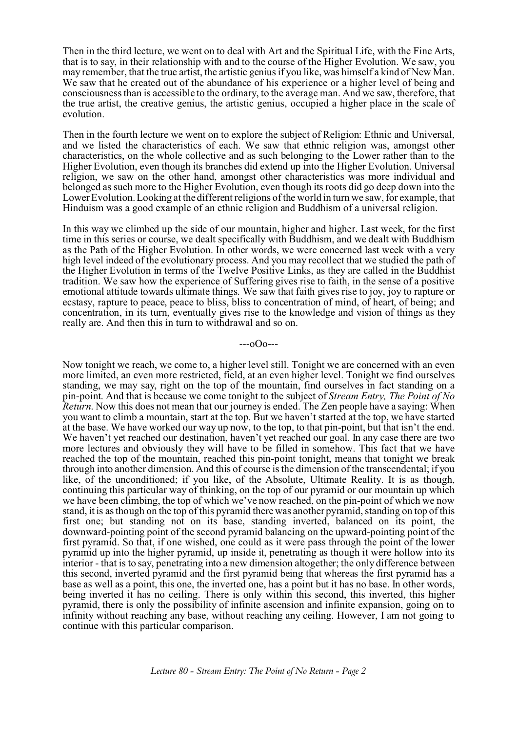Then in the third lecture, we went on to deal with Art and the Spiritual Life, with the Fine Arts, that is to say, in their relationship with and to the course of the Higher Evolution. We saw, you may remember, that the true artist, the artistic genius if you like, was himself a kind of New Man. We saw that he created out of the abundance of his experience or a higher level of being and consciousness than is accessible to the ordinary, to the average man. And we saw, therefore, that the true artist, the creative genius, the artistic genius, occupied a higher place in the scale of evolution.

Then in the fourth lecture we went on to explore the subject of Religion: Ethnic and Universal, and we listed the characteristics of each. We saw that ethnic religion was, amongst other characteristics, on the whole collective and as such belonging to the Lower rather than to the Higher Evolution, even though its branches did extend up into the Higher Evolution. Universal religion, we saw on the other hand, amongst other characteristics was more individual and belonged as such more to the Higher Evolution, even though its roots did go deep down into the Lower Evolution. Looking at the different religions of the world in turn we saw, for example, that Hinduism was a good example of an ethnic religion and Buddhism of a universal religion.

In this way we climbed up the side of our mountain, higher and higher. Last week, for the first time in this series or course, we dealt specifically with Buddhism, and we dealt with Buddhism as the Path of the Higher Evolution. In other words, we were concerned last week with a very high level indeed of the evolutionary process. And you may recollect that we studied the path of the Higher Evolution in terms of the Twelve Positive Links, as they are called in the Buddhist tradition. We saw how the experience of Suffering gives rise to faith, in the sense of a positive emotional attitude towards ultimate things. We saw that faith gives rise to joy, joy to rapture or ecstasy, rapture to peace, peace to bliss, bliss to concentration of mind, of heart, of being; and concentration, in its turn, eventually gives rise to the knowledge and vision of things as they really are. And then this in turn to withdrawal and so on.

---oOo---

Now tonight we reach, we come to, a higher level still. Tonight we are concerned with an even more limited, an even more restricted, field, at an even higher level. Tonight we find ourselves standing, we may say, right on the top of the mountain, find ourselves in fact standing on a pin-point. And that is because we come tonight to the subject of *Stream Entry, The Point of No Return*. Now this does not mean that our journey is ended. The Zen people have a saying: When you want to climb a mountain, start at the top. But we haven't started at the top, we have started at the base. We have worked our way up now, to the top, to that pin-point, but that isn't the end. We haven't yet reached our destination, haven't yet reached our goal. In any case there are two more lectures and obviously they will have to be filled in somehow. This fact that we have reached the top of the mountain, reached this pin-point tonight, means that tonight we break through into another dimension. And this of course is the dimension of the transcendental; if you like, of the unconditioned; if you like, of the Absolute, Ultimate Reality. It is as though, continuing this particular way of thinking, on the top of our pyramid or our mountain up which we have been climbing, the top of which we've now reached, on the pin-point of which we now stand, it is as though on the top of this pyramid there was another pyramid, standing on top of this first one; but standing not on its base, standing inverted, balanced on its point, the downward-pointing point of the second pyramid balancing on the upward-pointing point of the first pyramid. So that, if one wished, one could as it were pass through the point of the lower pyramid up into the higher pyramid, up inside it, penetrating as though it were hollow into its interior - that is to say, penetrating into a new dimension altogether; the only difference between this second, inverted pyramid and the first pyramid being that whereas the first pyramid has a base as well as a point, this one, the inverted one, has a point but it has no base. In other words, being inverted it has no ceiling. There is only within this second, this inverted, this higher pyramid, there is only the possibility of infinite ascension and infinite expansion, going on to infinity without reaching any base, without reaching any ceiling. However, I am not going to continue with this particular comparison.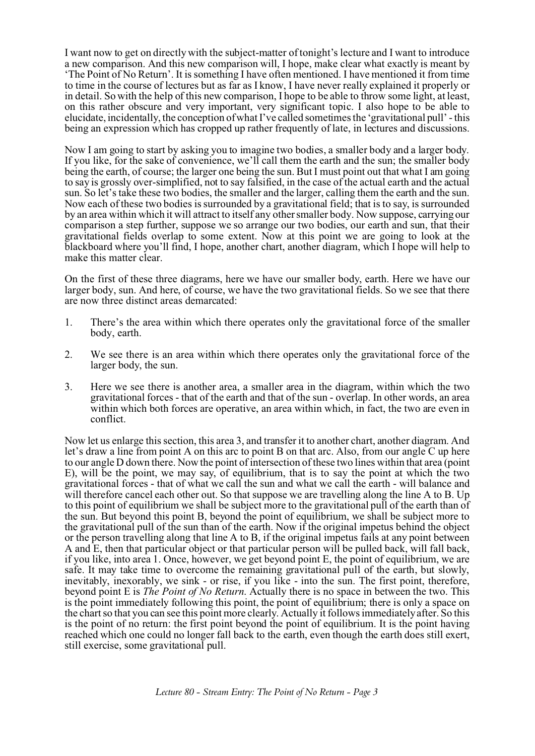I want now to get on directly with the subject-matter of tonight's lecture and I want to introduce a new comparison. And this new comparison will, I hope, make clear what exactly is meant by 'The Point of No Return'. It is something I have often mentioned. I have mentioned it from time to time in the course of lectures but as far as I know, I have never really explained it properly or in detail. So with the help of this new comparison, I hope to be able to throw some light, at least, on this rather obscure and very important, very significant topic. I also hope to be able to elucidate, incidentally, the conception of what I've called sometimes the 'gravitational pull' - this being an expression which has cropped up rather frequently of late, in lectures and discussions.

Now I am going to start by asking you to imagine two bodies, a smaller body and a larger body. If you like, for the sake of convenience, we'll call them the earth and the sun; the smaller body being the earth, of course; the larger one being the sun. But I must point out that what I am going to say is grossly over-simplified, not to say falsified, in the case of the actual earth and the actual sun. So let's take these two bodies, the smaller and the larger, calling them the earth and the sun. Now each of these two bodies is surrounded by a gravitational field; that is to say, is surrounded by an area within which it will attract to itself any other smaller body. Now suppose, carrying our comparison a step further, suppose we so arrange our two bodies, our earth and sun, that their gravitational fields overlap to some extent. Now at this point we are going to look at the blackboard where you'll find, I hope, another chart, another diagram, which I hope will help to make this matter clear.

On the first of these three diagrams, here we have our smaller body, earth. Here we have our larger body, sun. And here, of course, we have the two gravitational fields. So we see that there are now three distinct areas demarcated:

1. There's the area within which there operates only the gravitational force of the smaller body, earth.

2. We see there is an area within which there operates only the gravitational force of the larger body, the sun.

3. Here we see there is another area, a smaller area in the diagram, within which the two gravitational forces - that of the earth and that of the sun - overlap. In other words, an area within which both forces are operative, an area within which, in fact, the two are even in conflict.

Now let us enlarge this section, this area 3, and transfer it to another chart, another diagram. And let's draw a line from point A on this arc to point B on that arc. Also, from our angle C up here to our angle D down there. Now the point of intersection of these two lines within that area (point E), will be the point, we may say, of equilibrium, that is to say the point at which the two gravitational forces - that of what we call the sun and what we call the earth - will balance and will therefore cancel each other out. So that suppose we are travelling along the line A to B. Up to this point of equilibrium we shall be subject more to the gravitational pull of the earth than of the sun. But beyond this point B, beyond the point of equilibrium, we shall be subject more to the gravitational pull of the sun than of the earth. Now if the original impetus behind the object or the person travelling along that line A to B, if the original impetus fails at any point between A and E, then that particular object or that particular person will be pulled back, will fall back, if you like, into area 1. Once, however, we get beyond point E, the point of equilibrium, we are safe. It may take time to overcome the remaining gravitational pull of the earth, but slowly, inevitably, inexorably, we sink - or rise, if you like - into the sun. The first point, therefore, beyond point E is *The Point of No Return*. Actually there is no space in between the two. This is the point immediately following this point, the point of equilibrium; there is only a space on the chart so that you can see this point more clearly. Actually it follows immediately after. So this is the point of no return: the first point beyond the point of equilibrium. It is the point having reached which one could no longer fall back to the earth, even though the earth does still exert, still exercise, some gravitational pull.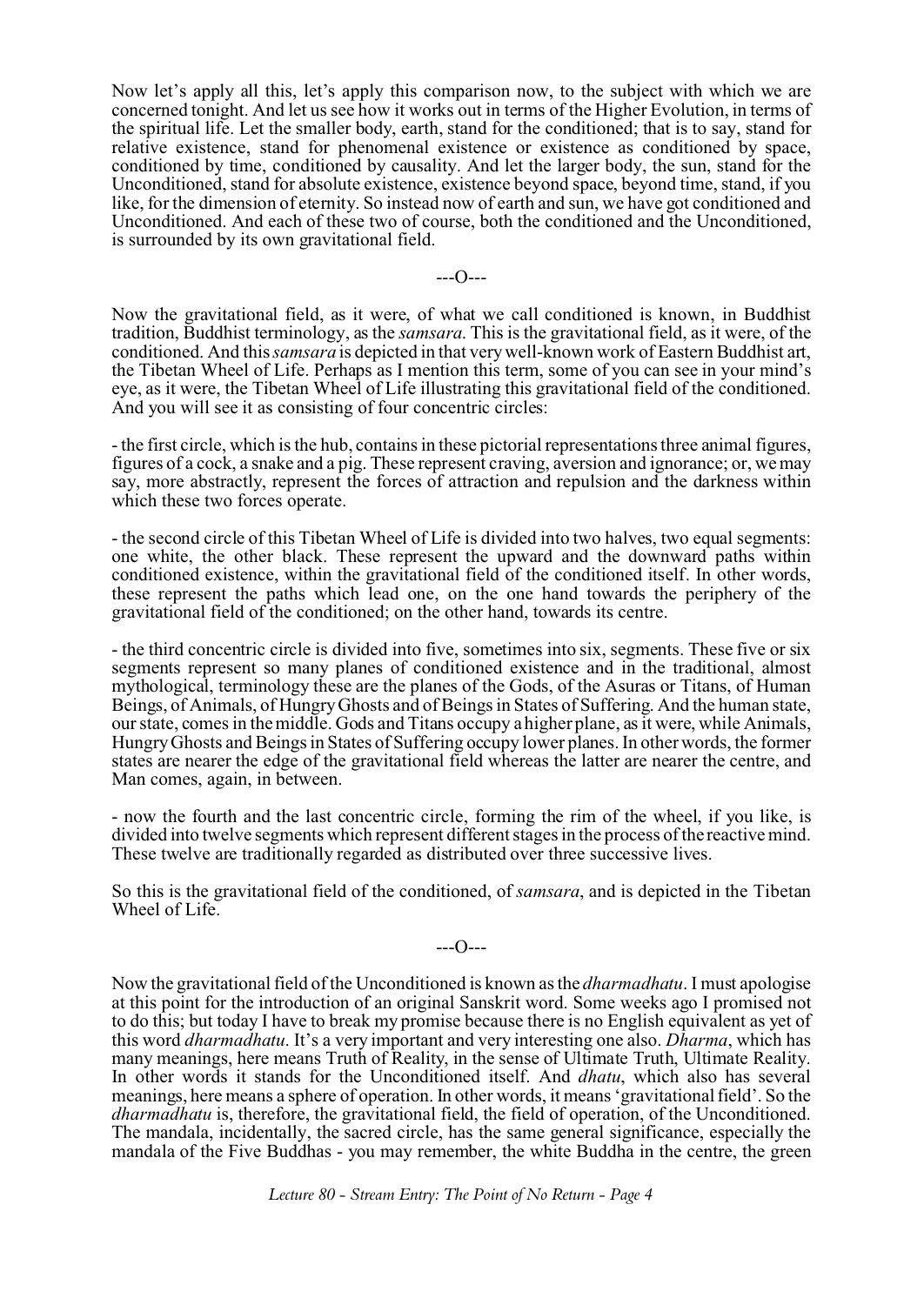Now let's apply all this, let's apply this comparison now, to the subject with which we are concerned tonight. And let us see how it works out in terms of the Higher Evolution, in terms of the spiritual life. Let the smaller body, earth, stand for the conditioned; that is to say, stand for relative existence, stand for phenomenal existence or existence as conditioned by space, conditioned by time, conditioned by causality. And let the larger body, the sun, stand for the Unconditioned, stand for absolute existence, existence beyond space, beyond time, stand, if you like, for the dimension of eternity. So instead now of earth and sun, we have got conditioned and Unconditioned. And each of these two of course, both the conditioned and the Unconditioned, is surrounded by its own gravitational field.

---O---

Now the gravitational field, as it were, of what we call conditioned is known, in Buddhist tradition, Buddhist terminology, as the *samsara*. This is the gravitational field, as it were, of the conditioned. And this *samsara* is depicted in that very well-known work of Eastern Buddhist art, the Tibetan Wheel of Life. Perhaps as I mention this term, some of you can see in your mind's eye, as it were, the Tibetan Wheel of Life illustrating this gravitational field of the conditioned. And you will see it as consisting of four concentric circles:

- the first circle, which is the hub, contains in these pictorial representations three animal figures, figures of a cock, a snake and a pig. These represent craving, aversion and ignorance; or, we may say, more abstractly, represent the forces of attraction and repulsion and the darkness within which these two forces operate.

- the second circle of this Tibetan Wheel of Life is divided into two halves, two equal segments: one white, the other black. These represent the upward and the downward paths within conditioned existence, within the gravitational field of the conditioned itself. In other words, these represent the paths which lead one, on the one hand towards the periphery of the gravitational field of the conditioned; on the other hand, towards its centre.

- the third concentric circle is divided into five, sometimes into six, segments. These five or six segments represent so many planes of conditioned existence and in the traditional, almost mythological, terminology these are the planes of the Gods, of the Asuras or Titans, of Human Beings, of Animals, of Hungry Ghosts and of Beings in States of Suffering. And the human state, our state, comes in the middle. Gods and Titans occupy a higher plane, as it were, while Animals, Hungry Ghosts and Beings in States of Suffering occupy lower planes. In other words, the former states are nearer the edge of the gravitational field whereas the latter are nearer the centre, and Man comes, again, in between.

- now the fourth and the last concentric circle, forming the rim of the wheel, if you like, is divided into twelve segments which represent different stages in the process of the reactive mind. These twelve are traditionally regarded as distributed over three successive lives.

So this is the gravitational field of the conditioned, of *samsara*, and is depicted in the Tibetan Wheel of Life.

---O---

Now the gravitational field of the Unconditioned is known as the *dharmadhatu*. I must apologise at this point for the introduction of an original Sanskrit word. Some weeks ago I promised not to do this; but today I have to break my promise because there is no English equivalent as yet of this word *dharmadhatu*. It's a very important and very interesting one also. *Dharma*, which has many meanings, here means Truth of Reality, in the sense of Ultimate Truth, Ultimate Reality. In other words it stands for the Unconditioned itself. And *dhatu*, which also has several meanings, here means a sphere of operation. In other words, it means 'gravitational field'. So the *dharmadhatu* is, therefore, the gravitational field, the field of operation, of the Unconditioned. The mandala, incidentally, the sacred circle, has the same general significance, especially the mandala of the Five Buddhas - you may remember, the white Buddha in the centre, the green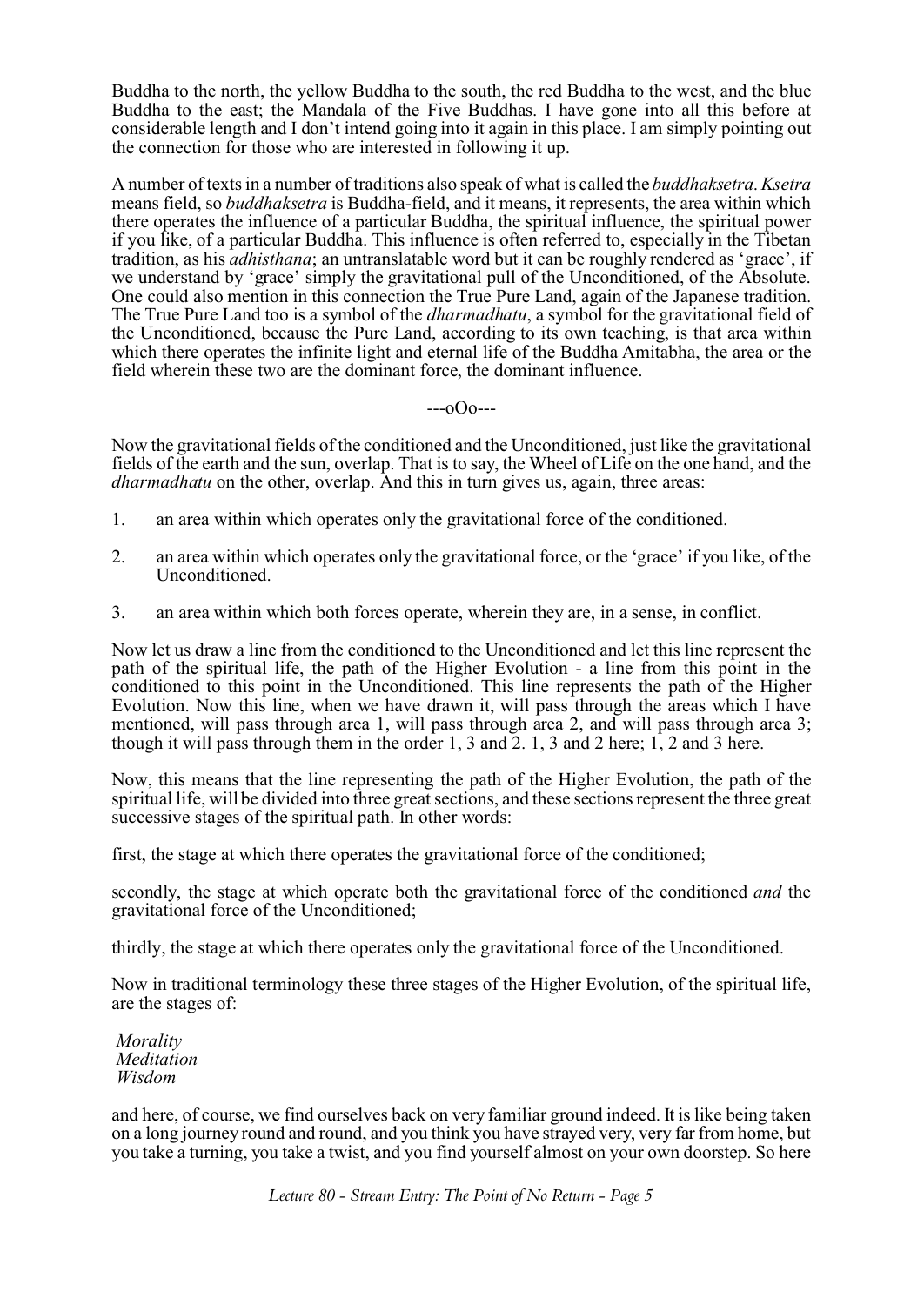Buddha to the north, the yellow Buddha to the south, the red Buddha to the west, and the blue Buddha to the east; the Mandala of the Five Buddhas. I have gone into all this before at considerable length and I don't intend going into it again in this place. I am simply pointing out the connection for those who are interested in following it up.

A number of texts in a number of traditions also speak of what is called the *buddhaksetra*. *Ksetra* means field, so *buddhaksetra* is Buddha-field, and it means, it represents, the area within which there operates the influence of a particular Buddha, the spiritual influence, the spiritual power if you like, of a particular Buddha. This influence is often referred to, especially in the Tibetan tradition, as his *adhisthana*; an untranslatable word but it can be roughly rendered as 'grace', if we understand by 'grace' simply the gravitational pull of the Unconditioned, of the Absolute. One could also mention in this connection the True Pure Land, again of the Japanese tradition. The True Pure Land too is a symbol of the *dharmadhatu*, a symbol for the gravitational field of the Unconditioned, because the Pure Land, according to its own teaching, is that area within which there operates the infinite light and eternal life of the Buddha Amitabha, the area or the field wherein these two are the dominant force, the dominant influence.

---oOo---

Now the gravitational fields of the conditioned and the Unconditioned, just like the gravitational fields of the earth and the sun, overlap. That is to say, the Wheel of Life on the one hand, and the *dharmadhatu* on the other, overlap. And this in turn gives us, again, three areas:

1. an area within which operates only the gravitational force of the conditioned.

2. an area within which operates only the gravitational force, or the 'grace' if you like, of the Unconditioned.

3. an area within which both forces operate, wherein they are, in a sense, in conflict.

Now let us draw a line from the conditioned to the Unconditioned and let this line represent the path of the spiritual life, the path of the Higher Evolution - a line from this point in the conditioned to this point in the Unconditioned. This line represents the path of the Higher Evolution. Now this line, when we have drawn it, will pass through the areas which I have mentioned, will pass through area 1, will pass through area 2, and will pass through area 3; though it will pass through them in the order 1, 3 and 2. 1, 3 and 2 here; 1, 2 and 3 here.

Now, this means that the line representing the path of the Higher Evolution, the path of the spiritual life, will be divided into three great sections, and these sections represent the three great successive stages of the spiritual path. In other words:

first, the stage at which there operates the gravitational force of the conditioned;

secondly, the stage at which operate both the gravitational force of the conditioned *and* the gravitational force of the Unconditioned;

thirdly, the stage at which there operates only the gravitational force of the Unconditioned.

Now in traditional terminology these three stages of the Higher Evolution, of the spiritual life, are the stages of:

*Morality*
*Meditation*
*Wisdom*

and here, of course, we find ourselves back on very familiar ground indeed. It is like being taken on a long journey round and round, and you think you have strayed very, very far from home, but you take a turning, you take a twist, and you find yourself almost on your own doorstep. So here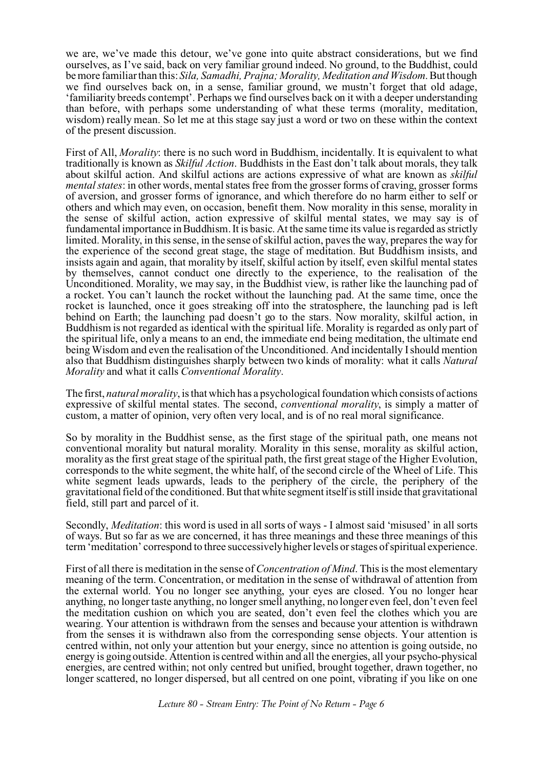we are, we've made this detour, we've gone into quite abstract considerations, but we find ourselves, as I've said, back on very familiar ground indeed. No ground, to the Buddhist, could be more familiar than this: *Sila, Samadhi, Prajna; Morality, Meditation and Wisdom*. But though we find ourselves back on, in a sense, familiar ground, we mustn't forget that old adage, 'familiarity breeds contempt'. Perhaps we find ourselves back on it with a deeper understanding than before, with perhaps some understanding of what these terms (morality, meditation, wisdom) really mean. So let me at this stage say just a word or two on these within the context of the present discussion.

First of All, *Morality*: there is no such word in Buddhism, incidentally. It is equivalent to what traditionally is known as *Skilful Action*. Buddhists in the East don't talk about morals, they talk about skilful action. And skilful actions are actions expressive of what are known as *skilful mental states*: in other words, mental states free from the grosser forms of craving, grosser forms of aversion, and grosser forms of ignorance, and which therefore do no harm either to self or others and which may even, on occasion, benefit them. Now morality in this sense, morality in the sense of skilful action, action expressive of skilful mental states, we may say is of fundamental importance in Buddhism. It is basic. At the same time its value is regarded as strictly limited. Morality, in this sense, in the sense of skilful action, paves the way, prepares the way for the experience of the second great stage, the stage of meditation. But Buddhism insists, and insists again and again, that morality by itself, skilful action by itself, even skilful mental states by themselves, cannot conduct one directly to the experience, to the realisation of the Unconditioned. Morality, we may say, in the Buddhist view, is rather like the launching pad of a rocket. You can't launch the rocket without the launching pad. At the same time, once the rocket is launched, once it goes streaking off into the stratosphere, the launching pad is left behind on Earth; the launching pad doesn't go to the stars. Now morality, skilful action, in Buddhism is not regarded as identical with the spiritual life. Morality is regarded as only part of the spiritual life, only a means to an end, the immediate end being meditation, the ultimate end being Wisdom and even the realisation of the Unconditioned. And incidentally I should mention also that Buddhism distinguishes sharply between two kinds of morality: what it calls *Natural Morality* and what it calls *Conventional Morality*.

The first, *natural morality*, is that which has a psychological foundation which consists of actions expressive of skilful mental states. The second, *conventional morality*, is simply a matter of custom, a matter of opinion, very often very local, and is of no real moral significance.

So by morality in the Buddhist sense, as the first stage of the spiritual path, one means not conventional morality but natural morality. Morality in this sense, morality as skilful action, morality as the first great stage of the spiritual path, the first great stage of the Higher Evolution, corresponds to the white segment, the white half, of the second circle of the Wheel of Life. This white segment leads upwards, leads to the periphery of the circle, the periphery of the gravitational field of the conditioned. But that white segment itself is still inside that gravitational field, still part and parcel of it.

Secondly, *Meditation*: this word is used in all sorts of ways - I almost said 'misused' in all sorts of ways. But so far as we are concerned, it has three meanings and these three meanings of this term 'meditation' correspond to three successively higher levels or stages of spiritual experience.

First of all there is meditation in the sense of *Concentration of Mind*. This is the most elementary meaning of the term. Concentration, or meditation in the sense of withdrawal of attention from the external world. You no longer see anything, your eyes are closed. You no longer hear anything, no longer taste anything, no longer smell anything, no longer even feel, don't even feel the meditation cushion on which you are seated, don't even feel the clothes which you are wearing. Your attention is withdrawn from the senses and because your attention is withdrawn from the senses it is withdrawn also from the corresponding sense objects. Your attention is centred within, not only your attention but your energy, since no attention is going outside, no energy is going outside. Attention is centred within and all the energies, all your psycho-physical energies, are centred within; not only centred but unified, brought together, drawn together, no longer scattered, no longer dispersed, but all centred on one point, vibrating if you like on one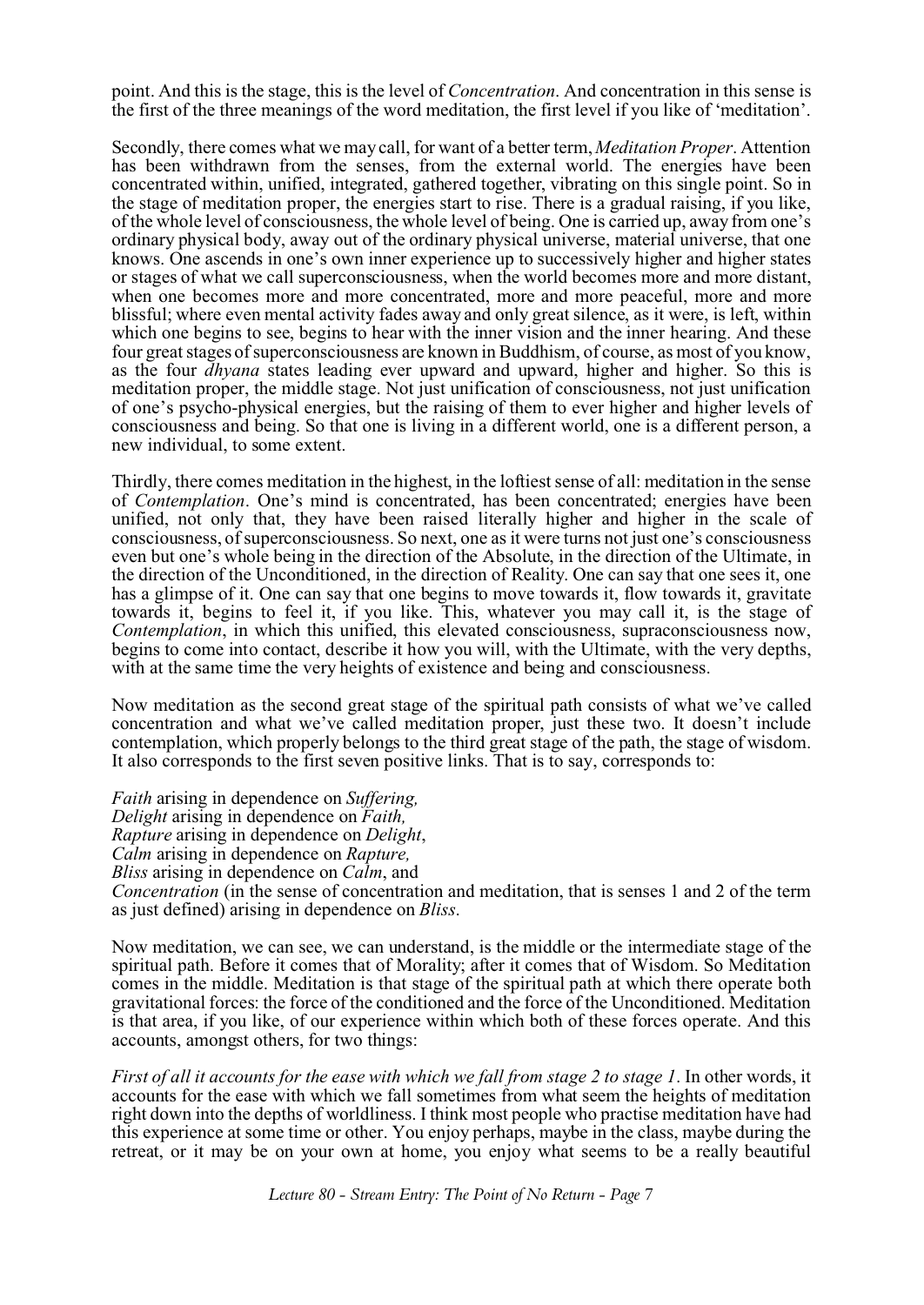point. And this is the stage, this is the level of *Concentration*. And concentration in this sense is the first of the three meanings of the word meditation, the first level if you like of 'meditation'.

Secondly, there comes what we may call, for want of a better term, *Meditation Proper*. Attention has been withdrawn from the senses, from the external world. The energies have been concentrated within, unified, integrated, gathered together, vibrating on this single point. So in the stage of meditation proper, the energies start to rise. There is a gradual raising, if you like, of the whole level of consciousness, the whole level of being. One is carried up, away from one's ordinary physical body, away out of the ordinary physical universe, material universe, that one knows. One ascends in one's own inner experience up to successively higher and higher states or stages of what we call superconsciousness, when the world becomes more and more distant, when one becomes more and more concentrated, more and more peaceful, more and more blissful; where even mental activity fades away and only great silence, as it were, is left, within which one begins to see, begins to hear with the inner vision and the inner hearing. And these four great stages of superconsciousness are known in Buddhism, of course, as most of you know, as the four *dhyana* states leading ever upward and upward, higher and higher. So this is meditation proper, the middle stage. Not just unification of consciousness, not just unification of one's psycho-physical energies, but the raising of them to ever higher and higher levels of consciousness and being. So that one is living in a different world, one is a different person, a new individual, to some extent.

Thirdly, there comes meditation in the highest, in the loftiest sense of all: meditation in the sense of *Contemplation*. One's mind is concentrated, has been concentrated; energies have been unified, not only that, they have been raised literally higher and higher in the scale of consciousness, of superconsciousness. So next, one as it were turns not just one's consciousness even but one's whole being in the direction of the Absolute, in the direction of the Ultimate, in the direction of the Unconditioned, in the direction of Reality. One can say that one sees it, one has a glimpse of it. One can say that one begins to move towards it, flow towards it, gravitate towards it, begins to feel it, if you like. This, whatever you may call it, is the stage of *Contemplation*, in which this unified, this elevated consciousness, supraconsciousness now, begins to come into contact, describe it how you will, with the Ultimate, with the very depths, with at the same time the very heights of existence and being and consciousness.

Now meditation as the second great stage of the spiritual path consists of what we've called concentration and what we've called meditation proper, just these two. It doesn't include contemplation, which properly belongs to the third great stage of the path, the stage of wisdom. It also corresponds to the first seven positive links. That is to say, corresponds to:

*Faith* arising in dependence on *Suffering,*
*Delight* arising in dependence on *Faith,*
*Rapture* arising in dependence on *Delight*,
*Calm* arising in dependence on *Rapture,*
*Bliss* arising in dependence on *Calm*, and
*Concentration* (in the sense of concentration and meditation, that is senses 1 and 2 of the term as just defined) arising in dependence on *Bliss*.

Now meditation, we can see, we can understand, is the middle or the intermediate stage of the spiritual path. Before it comes that of Morality; after it comes that of Wisdom. So Meditation comes in the middle. Meditation is that stage of the spiritual path at which there operate both gravitational forces: the force of the conditioned and the force of the Unconditioned. Meditation is that area, if you like, of our experience within which both of these forces operate. And this accounts, amongst others, for two things:

*First of all it accounts for the ease with which we fall from stage 2 to stage 1*. In other words, it accounts for the ease with which we fall sometimes from what seem the heights of meditation right down into the depths of worldliness. I think most people who practise meditation have had this experience at some time or other. You enjoy perhaps, maybe in the class, maybe during the retreat, or it may be on your own at home, you enjoy what seems to be a really beautiful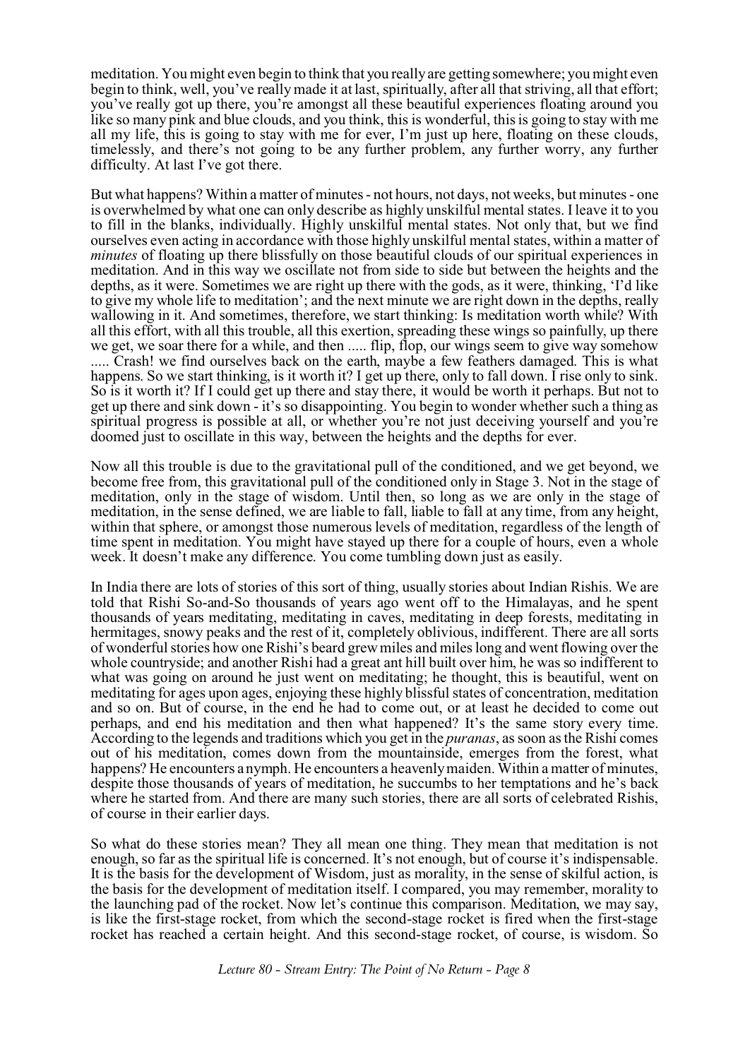meditation. You might even begin to think that you really are getting somewhere; you might even begin to think, well, you've really made it at last, spiritually, after all that striving, all that effort; you've really got up there, you're amongst all these beautiful experiences floating around you like so many pink and blue clouds, and you think, this is wonderful, this is going to stay with me all my life, this is going to stay with me for ever, I'm just up here, floating on these clouds, timelessly, and there's not going to be any further problem, any further worry, any further difficulty. At last I've got there.

But what happens? Within a matter of minutes - not hours, not days, not weeks, but minutes - one is overwhelmed by what one can only describe as highly unskilful mental states. I leave it to you to fill in the blanks, individually. Highly unskilful mental states. Not only that, but we find ourselves even acting in accordance with those highly unskilful mental states, within a matter of *minutes* of floating up there blissfully on those beautiful clouds of our spiritual experiences in meditation. And in this way we oscillate not from side to side but between the heights and the depths, as it were. Sometimes we are right up there with the gods, as it were, thinking, 'I'd like to give my whole life to meditation'; and the next minute we are right down in the depths, really wallowing in it. And sometimes, therefore, we start thinking: Is meditation worth while? With all this effort, with all this trouble, all this exertion, spreading these wings so painfully, up there we get, we soar there for a while, and then ..... flip, flop, our wings seem to give way somehow ..... Crash! we find ourselves back on the earth, maybe a few feathers damaged. This is what happens. So we start thinking, is it worth it? I get up there, only to fall down. I rise only to sink. So is it worth it? If I could get up there and stay there, it would be worth it perhaps. But not to get up there and sink down - it's so disappointing. You begin to wonder whether such a thing as spiritual progress is possible at all, or whether you're not just deceiving yourself and you're doomed just to oscillate in this way, between the heights and the depths for ever.

Now all this trouble is due to the gravitational pull of the conditioned, and we get beyond, we become free from, this gravitational pull of the conditioned only in Stage 3. Not in the stage of meditation, only in the stage of wisdom. Until then, so long as we are only in the stage of meditation, in the sense defined, we are liable to fall, liable to fall at any time, from any height, within that sphere, or amongst those numerous levels of meditation, regardless of the length of time spent in meditation. You might have stayed up there for a couple of hours, even a whole week. It doesn't make any difference. You come tumbling down just as easily.

In India there are lots of stories of this sort of thing, usually stories about Indian Rishis. We are told that Rishi So-and-So thousands of years ago went off to the Himalayas, and he spent thousands of years meditating, meditating in caves, meditating in deep forests, meditating in hermitages, snowy peaks and the rest of it, completely oblivious, indifferent. There are all sorts of wonderful stories how one Rishi's beard grew miles and miles long and went flowing over the whole countryside; and another Rishi had a great ant hill built over him, he was so indifferent to what was going on around he just went on meditating; he thought, this is beautiful, went on meditating for ages upon ages, enjoying these highly blissful states of concentration, meditation and so on. But of course, in the end he had to come out, or at least he decided to come out perhaps, and end his meditation and then what happened? It's the same story every time. According to the legends and traditions which you get in the *puranas*, as soon as the Rishi comes out of his meditation, comes down from the mountainside, emerges from the forest, what happens? He encounters a nymph. He encounters a heavenly maiden. Within a matter of minutes, despite those thousands of years of meditation, he succumbs to her temptations and he's back where he started from. And there are many such stories, there are all sorts of celebrated Rishis, of course in their earlier days.

So what do these stories mean? They all mean one thing. They mean that meditation is not enough, so far as the spiritual life is concerned. It's not enough, but of course it's indispensable. It is the basis for the development of Wisdom, just as morality, in the sense of skilful action, is the basis for the development of meditation itself. I compared, you may remember, morality to the launching pad of the rocket. Now let's continue this comparison. Meditation, we may say, is like the first-stage rocket, from which the second-stage rocket is fired when the first-stage rocket has reached a certain height. And this second-stage rocket, of course, is wisdom. So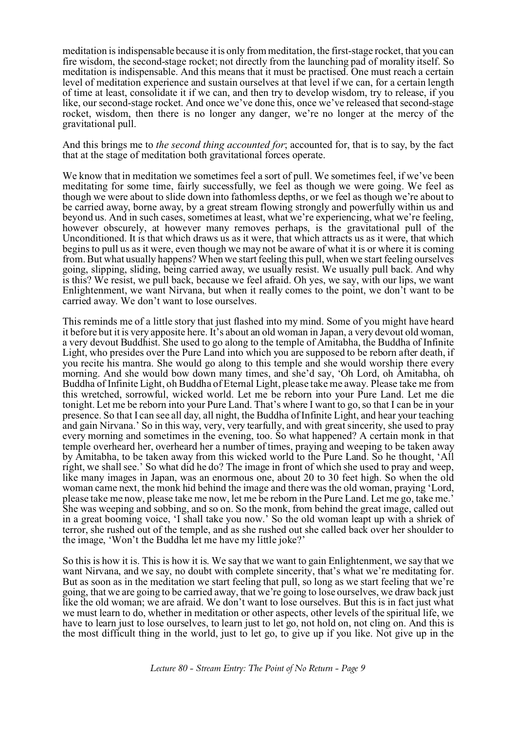meditation is indispensable because it is only from meditation, the first-stage rocket, that you can fire wisdom, the second-stage rocket; not directly from the launching pad of morality itself. So meditation is indispensable. And this means that it must be practised. One must reach a certain level of meditation experience and sustain ourselves at that level if we can, for a certain length of time at least, consolidate it if we can, and then try to develop wisdom, try to release, if you like, our second-stage rocket. And once we've done this, once we've released that second-stage rocket, wisdom, then there is no longer any danger, we're no longer at the mercy of the gravitational pull.

And this brings me to *the second thing accounted for*; accounted for, that is to say, by the fact that at the stage of meditation both gravitational forces operate.

We know that in meditation we sometimes feel a sort of pull. We sometimes feel, if we've been meditating for some time, fairly successfully, we feel as though we were going. We feel as though we were about to slide down into fathomless depths, or we feel as though we're about to be carried away, borne away, by a great stream flowing strongly and powerfully within us and beyond us. And in such cases, sometimes at least, what we're experiencing, what we're feeling, however obscurely, at however many removes perhaps, is the gravitational pull of the Unconditioned. It is that which draws us as it were, that which attracts us as it were, that which begins to pull us as it were, even though we may not be aware of what it is or where it is coming from. But what usually happens? When we start feeling this pull, when we start feeling ourselves going, slipping, sliding, being carried away, we usually resist. We usually pull back. And why is this? We resist, we pull back, because we feel afraid. Oh yes, we say, with our lips, we want Enlightenment, we want Nirvana, but when it really comes to the point, we don't want to be carried away. We don't want to lose ourselves.

This reminds me of a little story that just flashed into my mind. Some of you might have heard it before but it is very apposite here. It's about an old woman in Japan, a very devout old woman, a very devout Buddhist. She used to go along to the temple of Amitabha, the Buddha of Infinite Light, who presides over the Pure Land into which you are supposed to be reborn after death, if you recite his mantra. She would go along to this temple and she would worship there every morning. And she would bow down many times, and she'd say, 'Oh Lord, oh Amitabha, oh Buddha of Infinite Light, oh Buddha of Eternal Light, please take me away. Please take me from this wretched, sorrowful, wicked world. Let me be reborn into your Pure Land. Let me die tonight. Let me be reborn into your Pure Land. That's where I want to go, so that I can be in your presence. So that I can see all day, all night, the Buddha of Infinite Light, and hear your teaching and gain Nirvana.' So in this way, very, very tearfully, and with great sincerity, she used to pray every morning and sometimes in the evening, too. So what happened? A certain monk in that temple overheard her, overheard her a number of times, praying and weeping to be taken away by Amitabha, to be taken away from this wicked world to the Pure Land. So he thought, 'All right, we shall see.' So what did he do? The image in front of which she used to pray and weep, like many images in Japan, was an enormous one, about 20 to 30 feet high. So when the old woman came next, the monk hid behind the image and there was the old woman, praying 'Lord, please take me now, please take me now, let me be reborn in the Pure Land. Let me go, take me.' She was weeping and sobbing, and so on. So the monk, from behind the great image, called out in a great booming voice, 'I shall take you now.' So the old woman leapt up with a shriek of terror, she rushed out of the temple, and as she rushed out she called back over her shoulder to the image, 'Won't the Buddha let me have my little joke?'

So this is how it is. This is how it is. We say that we want to gain Enlightenment, we say that we want Nirvana, and we say, no doubt with complete sincerity, that's what we're meditating for. But as soon as in the meditation we start feeling that pull, so long as we start feeling that we're going, that we are going to be carried away, that we're going to lose ourselves, we draw back just like the old woman; we are afraid. We don't want to lose ourselves. But this is in fact just what we must learn to do, whether in meditation or other aspects, other levels of the spiritual life, we have to learn just to lose ourselves, to learn just to let go, not hold on, not cling on. And this is the most difficult thing in the world, just to let go, to give up if you like. Not give up in the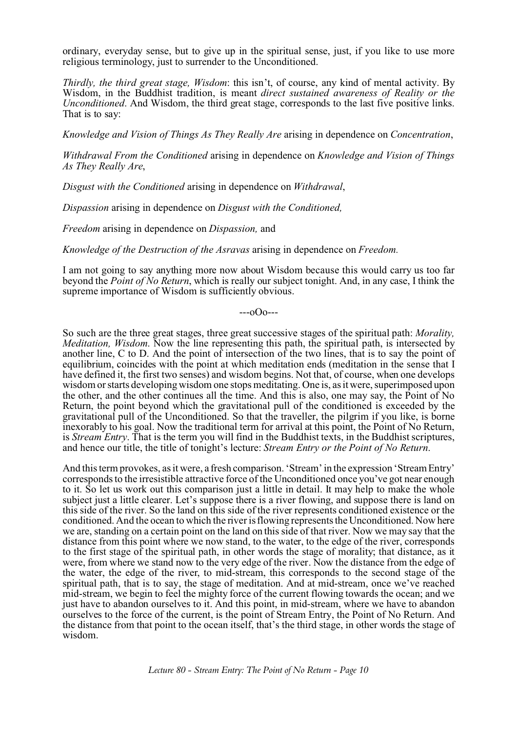ordinary, everyday sense, but to give up in the spiritual sense, just, if you like to use more religious terminology, just to surrender to the Unconditioned.

*Thirdly, the third great stage, Wisdom*: this isn't, of course, any kind of mental activity. By Wisdom, in the Buddhist tradition, is meant *direct sustained awareness of Reality or the Unconditioned*. And Wisdom, the third great stage, corresponds to the last five positive links. That is to say:

*Knowledge and Vision of Things As They Really Are* arising in dependence on *Concentration*,

*Withdrawal From the Conditioned* arising in dependence on *Knowledge and Vision of Things As They Really Are*,

*Disgust with the Conditioned* arising in dependence on *Withdrawal*,

*Dispassion* arising in dependence on *Disgust with the Conditioned,*

*Freedom* arising in dependence on *Dispassion,* and

*Knowledge of the Destruction of the Asravas* arising in dependence on *Freedom.*

I am not going to say anything more now about Wisdom because this would carry us too far beyond the *Point of No Return*, which is really our subject tonight. And, in any case, I think the supreme importance of Wisdom is sufficiently obvious.

---oOo---

So such are the three great stages, three great successive stages of the spiritual path: *Morality, Meditation, Wisdom*. Now the line representing this path, the spiritual path, is intersected by another line, C to D. And the point of intersection of the two lines, that is to say the point of equilibrium, coincides with the point at which meditation ends (meditation in the sense that I have defined it, the first two senses) and wisdom begins. Not that, of course, when one develops wisdom or starts developing wisdom one stops meditating. One is, as it were, superimposed upon the other, and the other continues all the time. And this is also, one may say, the Point of No Return, the point beyond which the gravitational pull of the conditioned is exceeded by the gravitational pull of the Unconditioned. So that the traveller, the pilgrim if you like, is borne inexorably to his goal. Now the traditional term for arrival at this point, the Point of No Return, is *Stream Entry*. That is the term you will find in the Buddhist texts, in the Buddhist scriptures, and hence our title, the title of tonight's lecture: *Stream Entry or the Point of No Return*.

And this term provokes, as it were, a fresh comparison. 'Stream' in the expression 'Stream Entry' corresponds to the irresistible attractive force of the Unconditioned once you've got near enough to it. So let us work out this comparison just a little in detail. It may help to make the whole subject just a little clearer. Let's suppose there is a river flowing, and suppose there is land on this side of the river. So the land on this side of the river represents conditioned existence or the conditioned. And the ocean to which the river is flowing represents the Unconditioned. Now here we are, standing on a certain point on the land on this side of that river. Now we may say that the distance from this point where we now stand, to the water, to the edge of the river, corresponds to the first stage of the spiritual path, in other words the stage of morality; that distance, as it were, from where we stand now to the very edge of the river. Now the distance from the edge of the water, the edge of the river, to mid-stream, this corresponds to the second stage of the spiritual path, that is to say, the stage of meditation. And at mid-stream, once we've reached mid-stream, we begin to feel the mighty force of the current flowing towards the ocean; and we just have to abandon ourselves to it. And this point, in mid-stream, where we have to abandon ourselves to the force of the current, is the point of Stream Entry, the Point of No Return. And the distance from that point to the ocean itself, that's the third stage, in other words the stage of wisdom.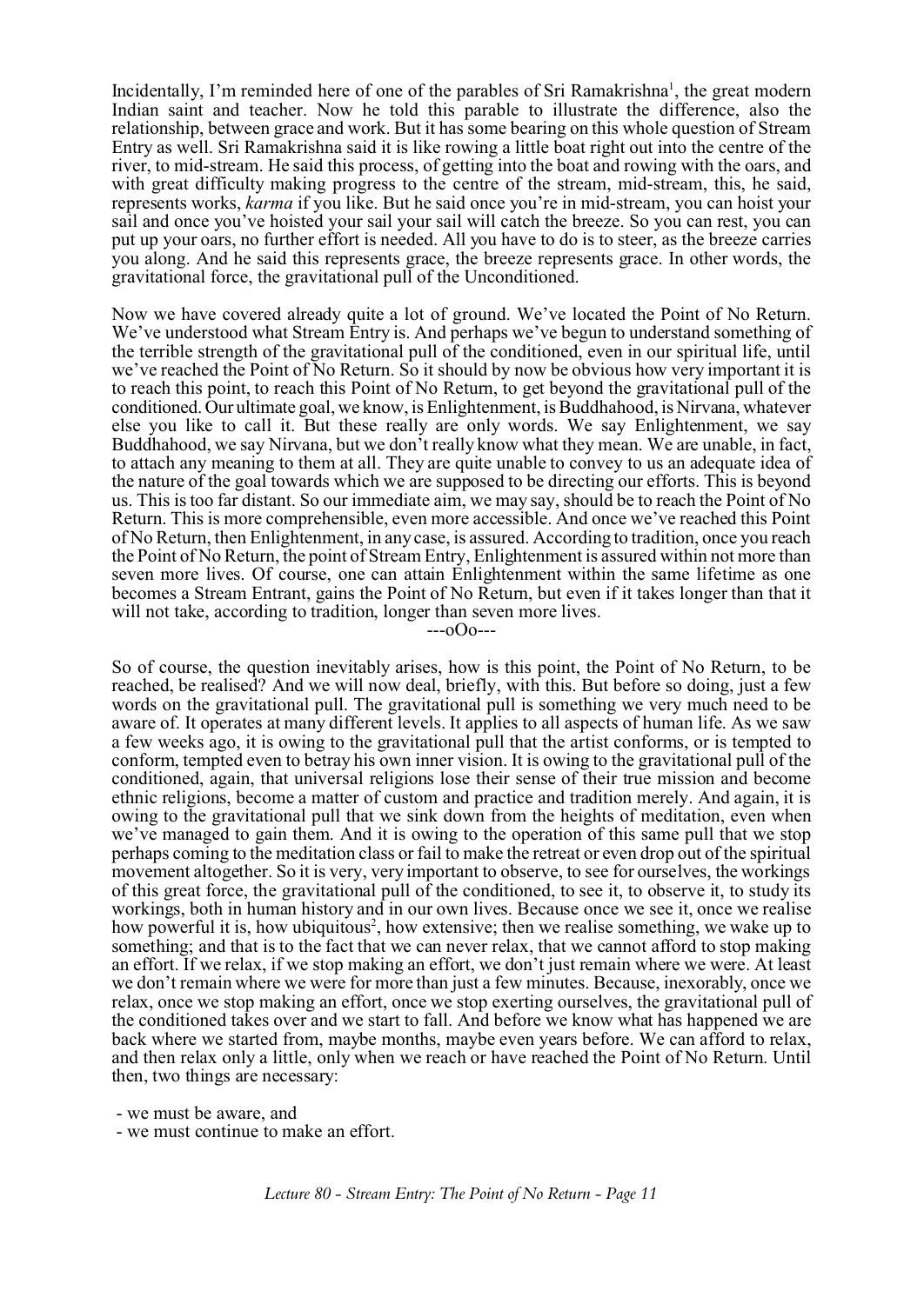Incidentally, I'm reminded here of one of the parables of Sri Ramakrishna[1], the great modern Indian saint and teacher. Now he told this parable to illustrate the difference, also the relationship, between grace and work. But it has some bearing on this whole question of Stream Entry as well. Sri Ramakrishna said it is like rowing a little boat right out into the centre of the river, to mid-stream. He said this process, of getting into the boat and rowing with the oars, and with great difficulty making progress to the centre of the stream, mid-stream, this, he said, represents works, *karma* if you like. But he said once you're in mid-stream, you can hoist your sail and once you've hoisted your sail your sail will catch the breeze. So you can rest, you can put up your oars, no further effort is needed. All you have to do is to steer, as the breeze carries you along. And he said this represents grace, the breeze represents grace. In other words, the gravitational force, the gravitational pull of the Unconditioned.

Now we have covered already quite a lot of ground. We've located the Point of No Return. We've understood what Stream Entry is. And perhaps we've begun to understand something of the terrible strength of the gravitational pull of the conditioned, even in our spiritual life, until we've reached the Point of No Return. So it should by now be obvious how very important it is to reach this point, to reach this Point of No Return, to get beyond the gravitational pull of the conditioned. Our ultimate goal, we know, is Enlightenment, is Buddhahood, is Nirvana, whatever else you like to call it. But these really are only words. We say Enlightenment, we say Buddhahood, we say Nirvana, but we don't really know what they mean. We are unable, in fact, to attach any meaning to them at all. They are quite unable to convey to us an adequate idea of the nature of the goal towards which we are supposed to be directing our efforts. This is beyond us. This is too far distant. So our immediate aim, we may say, should be to reach the Point of No Return. This is more comprehensible, even more accessible. And once we've reached this Point of No Return, then Enlightenment, in any case, is assured. According to tradition, once you reach the Point of No Return, the point of Stream Entry, Enlightenment is assured within not more than seven more lives. Of course, one can attain Enlightenment within the same lifetime as one becomes a Stream Entrant, gains the Point of No Return, but even if it takes longer than that it will not take, according to tradition, longer than seven more lives.

---oOo---

So of course, the question inevitably arises, how is this point, the Point of No Return, to be reached, be realised? And we will now deal, briefly, with this. But before so doing, just a few words on the gravitational pull. The gravitational pull is something we very much need to be aware of. It operates at many different levels. It applies to all aspects of human life. As we saw a few weeks ago, it is owing to the gravitational pull that the artist conforms, or is tempted to conform, tempted even to betray his own inner vision. It is owing to the gravitational pull of the conditioned, again, that universal religions lose their sense of their true mission and become ethnic religions, become a matter of custom and practice and tradition merely. And again, it is owing to the gravitational pull that we sink down from the heights of meditation, even when we've managed to gain them. And it is owing to the operation of this same pull that we stop perhaps coming to the meditation class or fail to make the retreat or even drop out of the spiritual movement altogether. So it is very, very important to observe, to see for ourselves, the workings of this great force, the gravitational pull of the conditioned, to see it, to observe it, to study its workings, both in human history and in our own lives. Because once we see it, once we realise how powerful it is, how ubiquitous[2], how extensive; then we realise something, we wake up to something; and that is to the fact that we can never relax, that we cannot afford to stop making an effort. If we relax, if we stop making an effort, we don't just remain where we were. At least we don't remain where we were for more than just a few minutes. Because, inexorably, once we relax, once we stop making an effort, once we stop exerting ourselves, the gravitational pull of the conditioned takes over and we start to fall. And before we know what has happened we are back where we started from, maybe months, maybe even years before. We can afford to relax, and then relax only a little, only when we reach or have reached the Point of No Return. Until then, two things are necessary:

- we must be aware, and
- we must continue to make an effort.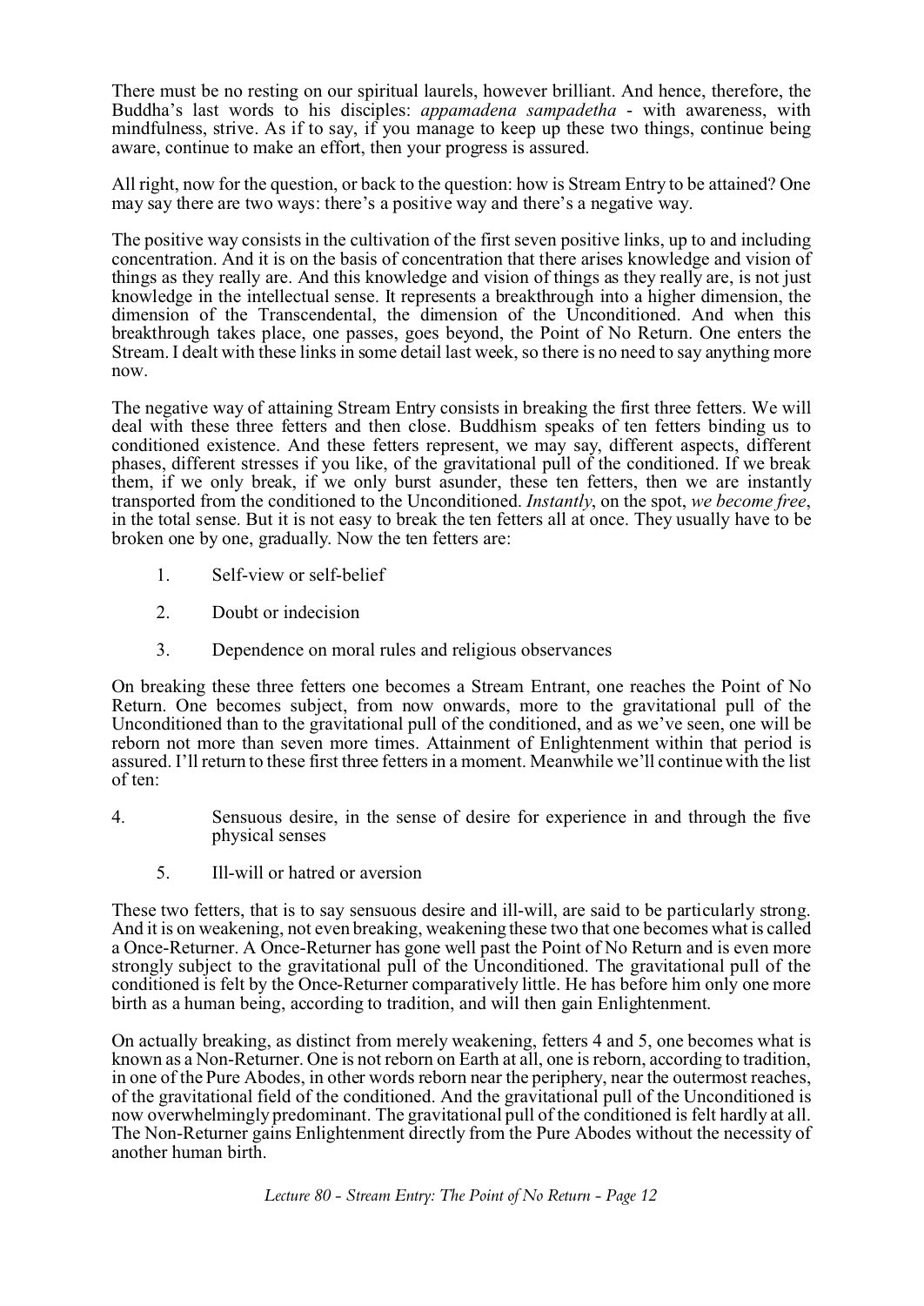There must be no resting on our spiritual laurels, however brilliant. And hence, therefore, the Buddha's last words to his disciples: *appamadena sampadetha* - with awareness, with mindfulness, strive. As if to say, if you manage to keep up these two things, continue being aware, continue to make an effort, then your progress is assured.

All right, now for the question, or back to the question: how is Stream Entry to be attained? One may say there are two ways: there's a positive way and there's a negative way.

The positive way consists in the cultivation of the first seven positive links, up to and including concentration. And it is on the basis of concentration that there arises knowledge and vision of things as they really are. And this knowledge and vision of things as they really are, is not just knowledge in the intellectual sense. It represents a breakthrough into a higher dimension, the dimension of the Transcendental, the dimension of the Unconditioned. And when this breakthrough takes place, one passes, goes beyond, the Point of No Return. One enters the Stream. I dealt with these links in some detail last week, so there is no need to say anything more now.

The negative way of attaining Stream Entry consists in breaking the first three fetters. We will deal with these three fetters and then close. Buddhism speaks of ten fetters binding us to conditioned existence. And these fetters represent, we may say, different aspects, different phases, different stresses if you like, of the gravitational pull of the conditioned. If we break them, if we only break, if we only burst asunder, these ten fetters, then we are instantly transported from the conditioned to the Unconditioned. *Instantly*, on the spot, *we become free*, in the total sense. But it is not easy to break the ten fetters all at once. They usually have to be broken one by one, gradually. Now the ten fetters are:

1. Self-view or self-belief
2. Doubt or indecision
3. Dependence on moral rules and religious observances

On breaking these three fetters one becomes a Stream Entrant, one reaches the Point of No Return. One becomes subject, from now onwards, more to the gravitational pull of the Unconditioned than to the gravitational pull of the conditioned, and as we've seen, one will be reborn not more than seven more times. Attainment of Enlightenment within that period is assured. I'll return to these first three fetters in a moment. Meanwhile we'll continue with the list of ten:

4. Sensuous desire, in the sense of desire for experience in and through the five physical senses
5. Ill-will or hatred or aversion

These two fetters, that is to say sensuous desire and ill-will, are said to be particularly strong. And it is on weakening, not even breaking, weakening these two that one becomes what is called a Once-Returner. A Once-Returner has gone well past the Point of No Return and is even more strongly subject to the gravitational pull of the Unconditioned. The gravitational pull of the conditioned is felt by the Once-Returner comparatively little. He has before him only one more birth as a human being, according to tradition, and will then gain Enlightenment.

On actually breaking, as distinct from merely weakening, fetters 4 and 5, one becomes what is known as a Non-Returner. One is not reborn on Earth at all, one is reborn, according to tradition, in one of the Pure Abodes, in other words reborn near the periphery, near the outermost reaches, of the gravitational field of the conditioned. And the gravitational pull of the Unconditioned is now overwhelmingly predominant. The gravitational pull of the conditioned is felt hardly at all. The Non-Returner gains Enlightenment directly from the Pure Abodes without the necessity of another human birth.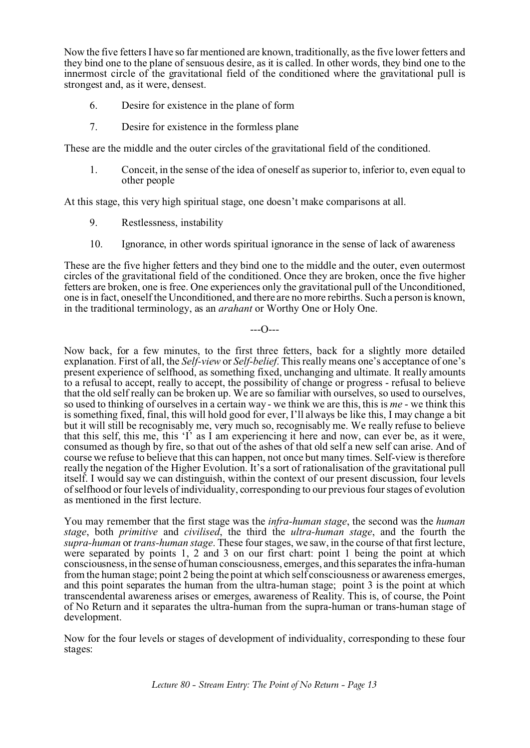Now the five fetters I have so far mentioned are known, traditionally, as the five lower fetters and they bind one to the plane of sensuous desire, as it is called. In other words, they bind one to the innermost circle of the gravitational field of the conditioned where the gravitational pull is strongest and, as it were, densest.

6. Desire for existence in the plane of form

7. Desire for existence in the formless plane

These are the middle and the outer circles of the gravitational field of the conditioned.

1. Conceit, in the sense of the idea of oneself as superior to, inferior to, even equal to other people

At this stage, this very high spiritual stage, one doesn't make comparisons at all.

9. Restlessness, instability

10. Ignorance, in other words spiritual ignorance in the sense of lack of awareness

These are the five higher fetters and they bind one to the middle and the outer, even outermost circles of the gravitational field of the conditioned. Once they are broken, once the five higher fetters are broken, one is free. One experiences only the gravitational pull of the Unconditioned, one is in fact, oneself the Unconditioned, and there are no more rebirths. Such a person is known, in the traditional terminology, as an *arahant* or Worthy One or Holy One.

---O---

Now back, for a few minutes, to the first three fetters, back for a slightly more detailed explanation. First of all, the *Self-view* or *Self-belief*. This really means one's acceptance of one's present experience of selfhood, as something fixed, unchanging and ultimate. It really amounts to a refusal to accept, really to accept, the possibility of change or progress - refusal to believe that the old self really can be broken up. We are so familiar with ourselves, so used to ourselves, so used to thinking of ourselves in a certain way - we think we are this, this is *me* - we think this is something fixed, final, this will hold good for ever, I'll always be like this, I may change a bit but it will still be recognisably me, very much so, recognisably me. We really refuse to believe that this self, this me, this 'I' as I am experiencing it here and now, can ever be, as it were, consumed as though by fire, so that out of the ashes of that old self a new self can arise. And of course we refuse to believe that this can happen, not once but many times. Self-view is therefore really the negation of the Higher Evolution. It's a sort of rationalisation of the gravitational pull itself. I would say we can distinguish, within the context of our present discussion, four levels of selfhood or four levels of individuality, corresponding to our previous four stages of evolution as mentioned in the first lecture.

You may remember that the first stage was the *infra-human stage*, the second was the *human stage*, both *primitive* and *civilised*, the third the *ultra-human stage*, and the fourth the *supra-human* or *trans-human stage*. These four stages, we saw, in the course of that first lecture, were separated by points 1, 2 and 3 on our first chart: point 1 being the point at which consciousness, in the sense of human consciousness, emerges, and this separates the infra-human from the human stage; point 2 being the point at which self consciousness or awareness emerges, and this point separates the human from the ultra-human stage; point 3 is the point at which transcendental awareness arises or emerges, awareness of Reality. This is, of course, the Point of No Return and it separates the ultra-human from the supra-human or trans-human stage of development.

Now for the four levels or stages of development of individuality, corresponding to these four stages: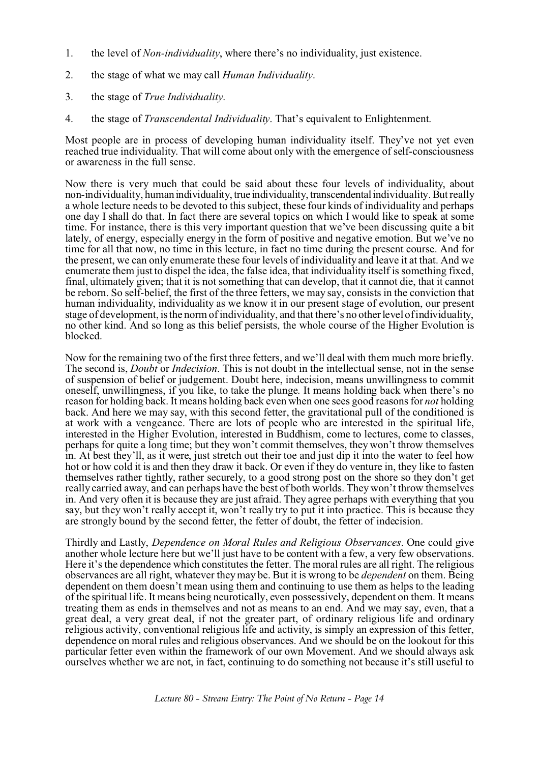1. the level of *Non-individuality*, where there's no individuality, just existence.

2. the stage of what we may call *Human Individuality*.

3. the stage of *True Individuality*.

4. the stage of *Transcendental Individuality*. That's equivalent to Enlightenment.

Most people are in process of developing human individuality itself. They've not yet even reached true individuality. That will come about only with the emergence of self-consciousness or awareness in the full sense.

Now there is very much that could be said about these four levels of individuality, about non-individuality, human individuality, true individuality, transcendental individuality. But really a whole lecture needs to be devoted to this subject, these four kinds of individuality and perhaps one day I shall do that. In fact there are several topics on which I would like to speak at some time. For instance, there is this very important question that we've been discussing quite a bit lately, of energy, especially energy in the form of positive and negative emotion. But we've no time for all that now, no time in this lecture, in fact no time during the present course. And for the present, we can only enumerate these four levels of individuality and leave it at that. And we enumerate them just to dispel the idea, the false idea, that individuality itself is something fixed, final, ultimately given; that it is not something that can develop, that it cannot die, that it cannot be reborn. So self-belief, the first of the three fetters, we may say, consists in the conviction that human individuality, individuality as we know it in our present stage of evolution, our present stage of development, is the norm of individuality, and that there's no other level of individuality, no other kind. And so long as this belief persists, the whole course of the Higher Evolution is blocked.

Now for the remaining two of the first three fetters, and we'll deal with them much more briefly. The second is, *Doubt* or *Indecision*. This is not doubt in the intellectual sense, not in the sense of suspension of belief or judgement. Doubt here, indecision, means unwillingness to commit oneself, unwillingness, if you like, to take the plunge. It means holding back when there's no reason for holding back. It means holding back even when one sees good reasons for *not* holding back. And here we may say, with this second fetter, the gravitational pull of the conditioned is at work with a vengeance. There are lots of people who are interested in the spiritual life, interested in the Higher Evolution, interested in Buddhism, come to lectures, come to classes, perhaps for quite a long time; but they won't commit themselves, they won't throw themselves in. At best they'll, as it were, just stretch out their toe and just dip it into the water to feel how hot or how cold it is and then they draw it back. Or even if they do venture in, they like to fasten themselves rather tightly, rather securely, to a good strong post on the shore so they don't get really carried away, and can perhaps have the best of both worlds. They won't throw themselves in. And very often it is because they are just afraid. They agree perhaps with everything that you say, but they won't really accept it, won't really try to put it into practice. This is because they are strongly bound by the second fetter, the fetter of doubt, the fetter of indecision.

Thirdly and Lastly, *Dependence on Moral Rules and Religious Observances*. One could give another whole lecture here but we'll just have to be content with a few, a very few observations. Here it's the dependence which constitutes the fetter. The moral rules are all right. The religious observances are all right, whatever they may be. But it is wrong to be *dependent* on them. Being dependent on them doesn't mean using them and continuing to use them as helps to the leading of the spiritual life. It means being neurotically, even possessively, dependent on them. It means treating them as ends in themselves and not as means to an end. And we may say, even, that a great deal, a very great deal, if not the greater part, of ordinary religious life and ordinary religious activity, conventional religious life and activity, is simply an expression of this fetter, dependence on moral rules and religious observances. And we should be on the lookout for this particular fetter even within the framework of our own Movement. And we should always ask ourselves whether we are not, in fact, continuing to do something not because it's still useful to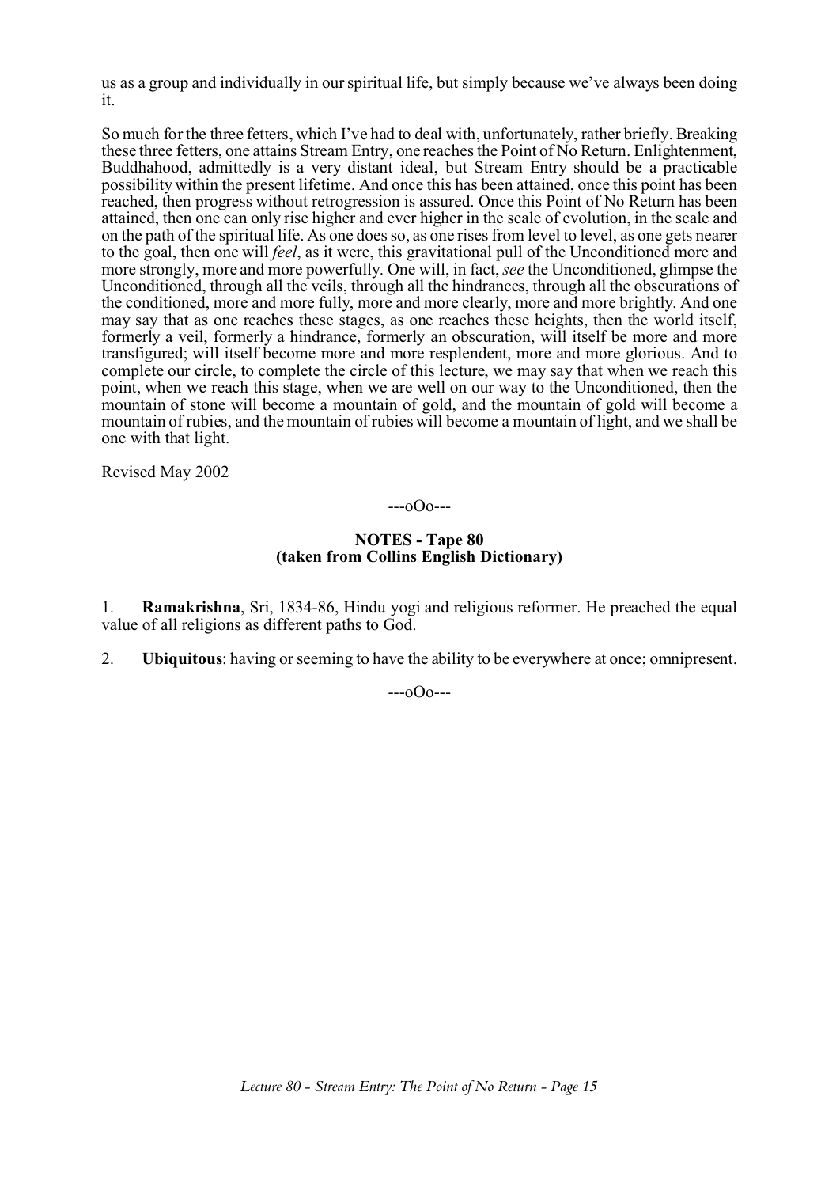us as a group and individually in our spiritual life, but simply because we've always been doing it.

So much for the three fetters, which I've had to deal with, unfortunately, rather briefly. Breaking these three fetters, one attains Stream Entry, one reaches the Point of No Return. Enlightenment, Buddhahood, admittedly is a very distant ideal, but Stream Entry should be a practicable possibility within the present lifetime. And once this has been attained, once this point has been reached, then progress without retrogression is assured. Once this Point of No Return has been attained, then one can only rise higher and ever higher in the scale of evolution, in the scale and on the path of the spiritual life. As one does so, as one rises from level to level, as one gets nearer to the goal, then one will *feel*, as it were, this gravitational pull of the Unconditioned more and more strongly, more and more powerfully. One will, in fact, *see* the Unconditioned, glimpse the Unconditioned, through all the veils, through all the hindrances, through all the obscurations of the conditioned, more and more fully, more and more clearly, more and more brightly. And one may say that as one reaches these stages, as one reaches these heights, then the world itself, formerly a veil, formerly a hindrance, formerly an obscuration, will itself be more and more transfigured; will itself become more and more resplendent, more and more glorious. And to complete our circle, to complete the circle of this lecture, we may say that when we reach this point, when we reach this stage, when we are well on our way to the Unconditioned, then the mountain of stone will become a mountain of gold, and the mountain of gold will become a mountain of rubies, and the mountain of rubies will become a mountain of light, and we shall be one with that light.

Revised May 2002

---oOo---

**NOTES - Tape 80**
**(taken from Collins English Dictionary)**

1. **Ramakrishna**, Sri, 1834-86, Hindu yogi and religious reformer. He preached the equal value of all religions as different paths to God.

2. **Ubiquitous**: having or seeming to have the ability to be everywhere at once; omnipresent.

---oOo---